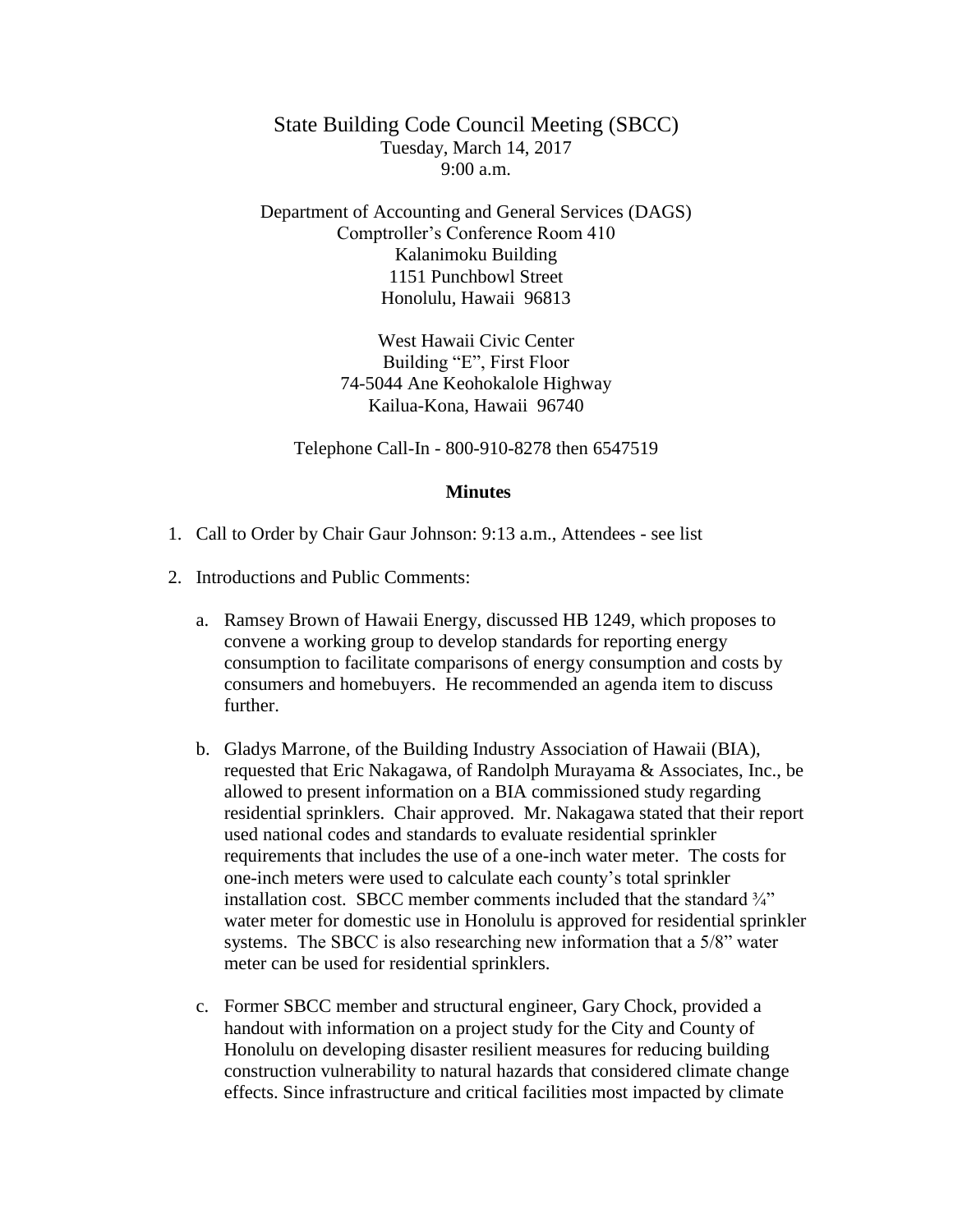# State Building Code Council Meeting (SBCC)

Tuesday, March 14, 2017
9:00 a.m.

Department of Accounting and General Services (DAGS)
Comptroller's Conference Room 410
Kalanimoku Building
1151 Punchbowl Street
Honolulu, Hawaii 96813

West Hawaii Civic Center
Building "E", First Floor
74-5044 Ane Keohokalole Highway
Kailua-Kona, Hawaii 96740

Telephone Call-In - 800-910-8278 then 6547519

## Minutes

1. Call to Order by Chair Gaur Johnson: 9:13 a.m., Attendees - see list

2. Introductions and Public Comments:

   a. Ramsey Brown of Hawaii Energy, discussed HB 1249, which proposes to convene a working group to develop standards for reporting energy consumption to facilitate comparisons of energy consumption and costs by consumers and homebuyers. He recommended an agenda item to discuss further.

   b. Gladys Marrone, of the Building Industry Association of Hawaii (BIA), requested that Eric Nakagawa, of Randolph Murayama & Associates, Inc., be allowed to present information on a BIA commissioned study regarding residential sprinklers. Chair approved. Mr. Nakagawa stated that their report used national codes and standards to evaluate residential sprinkler requirements that includes the use of a one-inch water meter. The costs for one-inch meters were used to calculate each county's total sprinkler installation cost. SBCC member comments included that the standard ¾" water meter for domestic use in Honolulu is approved for residential sprinkler systems. The SBCC is also researching new information that a 5/8" water meter can be used for residential sprinklers.

   c. Former SBCC member and structural engineer, Gary Chock, provided a handout with information on a project study for the City and County of Honolulu on developing disaster resilient measures for reducing building construction vulnerability to natural hazards that considered climate change effects. Since infrastructure and critical facilities most impacted by climate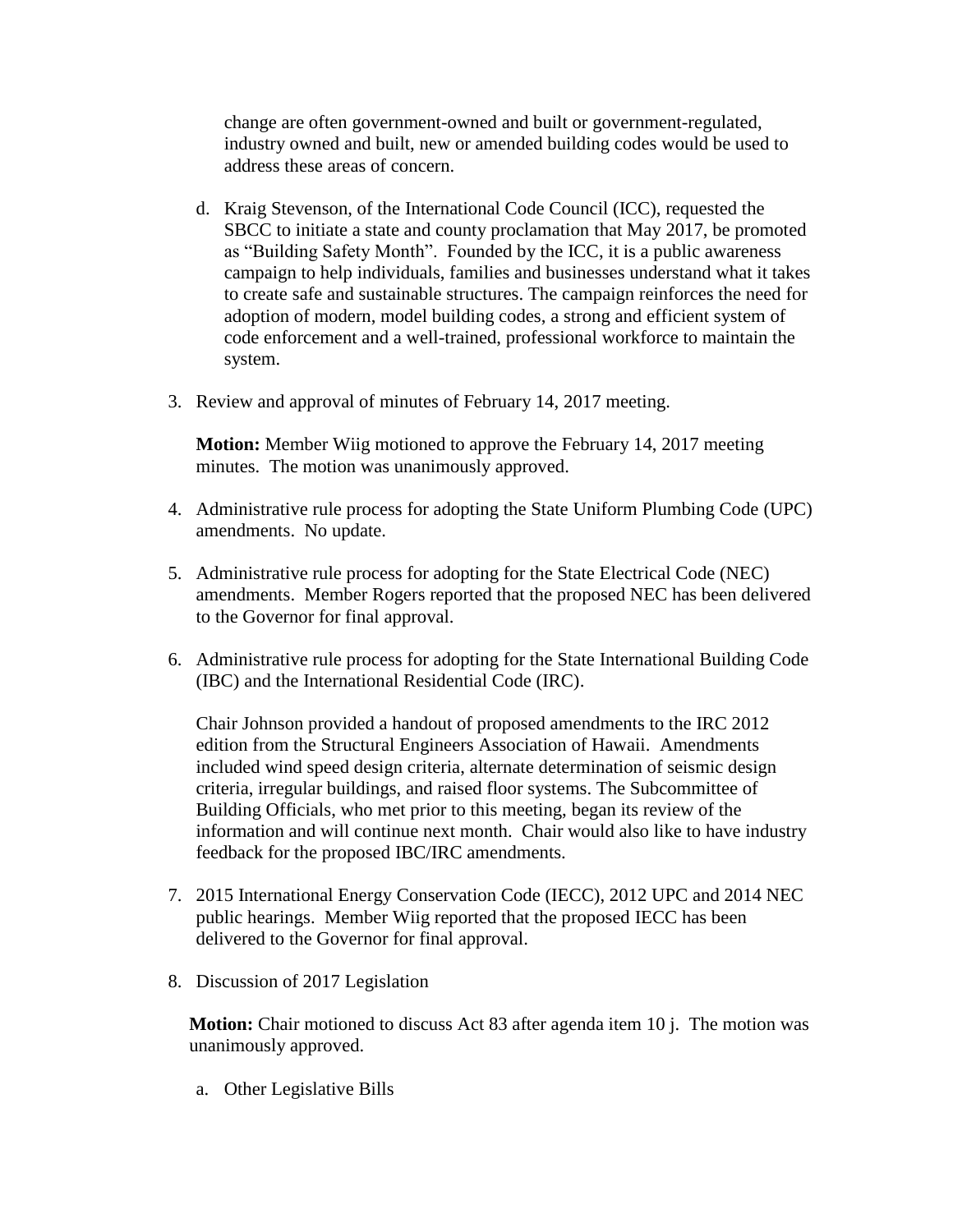change are often government-owned and built or government-regulated, industry owned and built, new or amended building codes would be used to address these areas of concern.

d. Kraig Stevenson, of the International Code Council (ICC), requested the SBCC to initiate a state and county proclamation that May 2017, be promoted as "Building Safety Month". Founded by the ICC, it is a public awareness campaign to help individuals, families and businesses understand what it takes to create safe and sustainable structures. The campaign reinforces the need for adoption of modern, model building codes, a strong and efficient system of code enforcement and a well-trained, professional workforce to maintain the system.

3. Review and approval of minutes of February 14, 2017 meeting.

   **Motion:** Member Wiig motioned to approve the February 14, 2017 meeting minutes. The motion was unanimously approved.

4. Administrative rule process for adopting the State Uniform Plumbing Code (UPC) amendments. No update.

5. Administrative rule process for adopting for the State Electrical Code (NEC) amendments. Member Rogers reported that the proposed NEC has been delivered to the Governor for final approval.

6. Administrative rule process for adopting for the State International Building Code (IBC) and the International Residential Code (IRC).

   Chair Johnson provided a handout of proposed amendments to the IRC 2012 edition from the Structural Engineers Association of Hawaii. Amendments included wind speed design criteria, alternate determination of seismic design criteria, irregular buildings, and raised floor systems. The Subcommittee of Building Officials, who met prior to this meeting, began its review of the information and will continue next month. Chair would also like to have industry feedback for the proposed IBC/IRC amendments.

7. 2015 International Energy Conservation Code (IECC), 2012 UPC and 2014 NEC public hearings. Member Wiig reported that the proposed IECC has been delivered to the Governor for final approval.

8. Discussion of 2017 Legislation

   **Motion:** Chair motioned to discuss Act 83 after agenda item 10 j. The motion was unanimously approved.

   a. Other Legislative Bills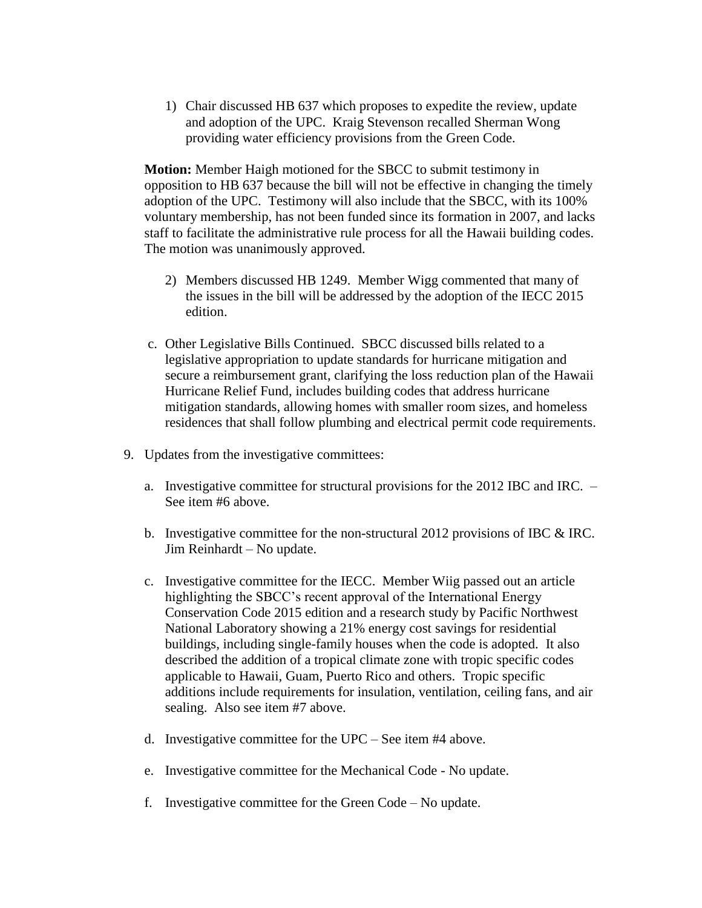1) Chair discussed HB 637 which proposes to expedite the review, update and adoption of the UPC. Kraig Stevenson recalled Sherman Wong providing water efficiency provisions from the Green Code.

**Motion:** Member Haigh motioned for the SBCC to submit testimony in opposition to HB 637 because the bill will not be effective in changing the timely adoption of the UPC. Testimony will also include that the SBCC, with its 100% voluntary membership, has not been funded since its formation in 2007, and lacks staff to facilitate the administrative rule process for all the Hawaii building codes. The motion was unanimously approved.

2) Members discussed HB 1249. Member Wigg commented that many of the issues in the bill will be addressed by the adoption of the IECC 2015 edition.

c. Other Legislative Bills Continued. SBCC discussed bills related to a legislative appropriation to update standards for hurricane mitigation and secure a reimbursement grant, clarifying the loss reduction plan of the Hawaii Hurricane Relief Fund, includes building codes that address hurricane mitigation standards, allowing homes with smaller room sizes, and homeless residences that shall follow plumbing and electrical permit code requirements.

9. Updates from the investigative committees:

   a. Investigative committee for structural provisions for the 2012 IBC and IRC. – See item #6 above.

   b. Investigative committee for the non-structural 2012 provisions of IBC & IRC. Jim Reinhardt – No update.

   c. Investigative committee for the IECC. Member Wiig passed out an article highlighting the SBCC's recent approval of the International Energy Conservation Code 2015 edition and a research study by Pacific Northwest National Laboratory showing a 21% energy cost savings for residential buildings, including single-family houses when the code is adopted. It also described the addition of a tropical climate zone with tropic specific codes applicable to Hawaii, Guam, Puerto Rico and others. Tropic specific additions include requirements for insulation, ventilation, ceiling fans, and air sealing. Also see item #7 above.

   d. Investigative committee for the UPC – See item #4 above.

   e. Investigative committee for the Mechanical Code - No update.

   f. Investigative committee for the Green Code – No update.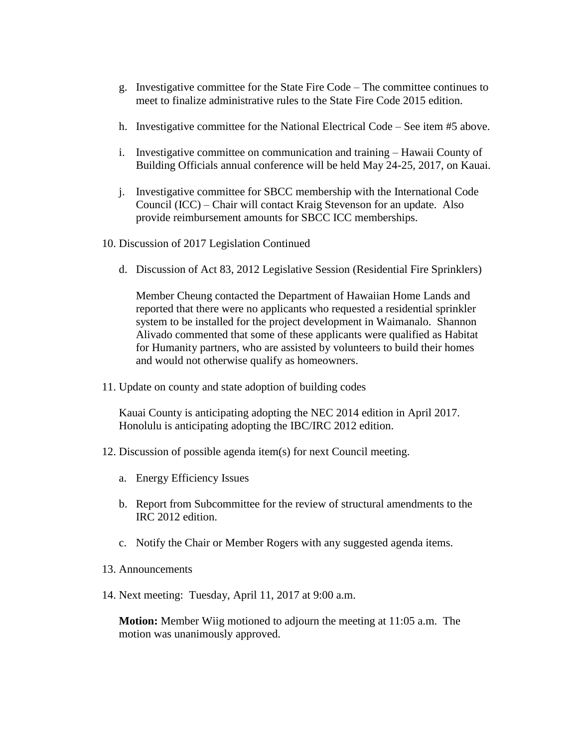g. Investigative committee for the State Fire Code – The committee continues to meet to finalize administrative rules to the State Fire Code 2015 edition.

h. Investigative committee for the National Electrical Code – See item #5 above.

i. Investigative committee on communication and training – Hawaii County of Building Officials annual conference will be held May 24-25, 2017, on Kauai.

j. Investigative committee for SBCC membership with the International Code Council (ICC) – Chair will contact Kraig Stevenson for an update. Also provide reimbursement amounts for SBCC ICC memberships.

10. Discussion of 2017 Legislation Continued

    d. Discussion of Act 83, 2012 Legislative Session (Residential Fire Sprinklers)

    Member Cheung contacted the Department of Hawaiian Home Lands and reported that there were no applicants who requested a residential sprinkler system to be installed for the project development in Waimanalo. Shannon Alivado commented that some of these applicants were qualified as Habitat for Humanity partners, who are assisted by volunteers to build their homes and would not otherwise qualify as homeowners.

11. Update on county and state adoption of building codes

    Kauai County is anticipating adopting the NEC 2014 edition in April 2017. Honolulu is anticipating adopting the IBC/IRC 2012 edition.

12. Discussion of possible agenda item(s) for next Council meeting.

    a. Energy Efficiency Issues

    b. Report from Subcommittee for the review of structural amendments to the IRC 2012 edition.

    c. Notify the Chair or Member Rogers with any suggested agenda items.

13. Announcements

14. Next meeting: Tuesday, April 11, 2017 at 9:00 a.m.

    **Motion:** Member Wiig motioned to adjourn the meeting at 11:05 a.m. The motion was unanimously approved.